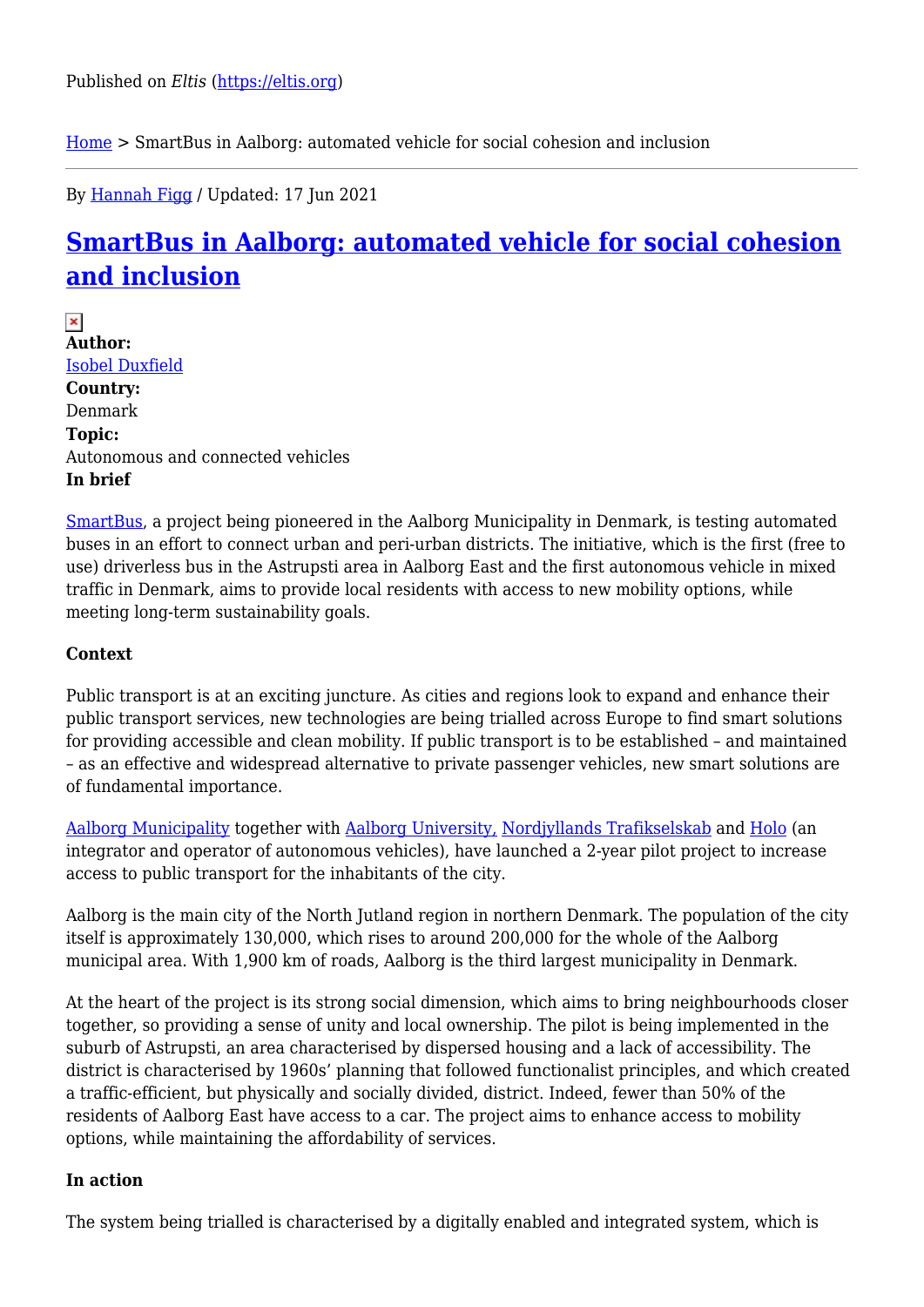Published on *Eltis* (https://eltis.org)

Home > SmartBus in Aalborg: automated vehicle for social cohesion and inclusion

By Hannah Figg / Updated: 17 Jun 2021

# SmartBus in Aalborg: automated vehicle for social cohesion and inclusion

**Author:**
Isobel Duxfield
**Country:**
Denmark
**Topic:**
Autonomous and connected vehicles
**In brief**

SmartBus, a project being pioneered in the Aalborg Municipality in Denmark, is testing automated buses in an effort to connect urban and peri-urban districts. The initiative, which is the first (free to use) driverless bus in the Astrupsti area in Aalborg East and the first autonomous vehicle in mixed traffic in Denmark, aims to provide local residents with access to new mobility options, while meeting long-term sustainability goals.

**Context**

Public transport is at an exciting juncture. As cities and regions look to expand and enhance their public transport services, new technologies are being trialled across Europe to find smart solutions for providing accessible and clean mobility. If public transport is to be established – and maintained – as an effective and widespread alternative to private passenger vehicles, new smart solutions are of fundamental importance.

Aalborg Municipality together with Aalborg University, Nordjyllands Trafikselskab and Holo (an integrator and operator of autonomous vehicles), have launched a 2-year pilot project to increase access to public transport for the inhabitants of the city.

Aalborg is the main city of the North Jutland region in northern Denmark. The population of the city itself is approximately 130,000, which rises to around 200,000 for the whole of the Aalborg municipal area. With 1,900 km of roads, Aalborg is the third largest municipality in Denmark.

At the heart of the project is its strong social dimension, which aims to bring neighbourhoods closer together, so providing a sense of unity and local ownership. The pilot is being implemented in the suburb of Astrupsti, an area characterised by dispersed housing and a lack of accessibility. The district is characterised by 1960s' planning that followed functionalist principles, and which created a traffic-efficient, but physically and socially divided, district. Indeed, fewer than 50% of the residents of Aalborg East have access to a car. The project aims to enhance access to mobility options, while maintaining the affordability of services.

**In action**

The system being trialled is characterised by a digitally enabled and integrated system, which is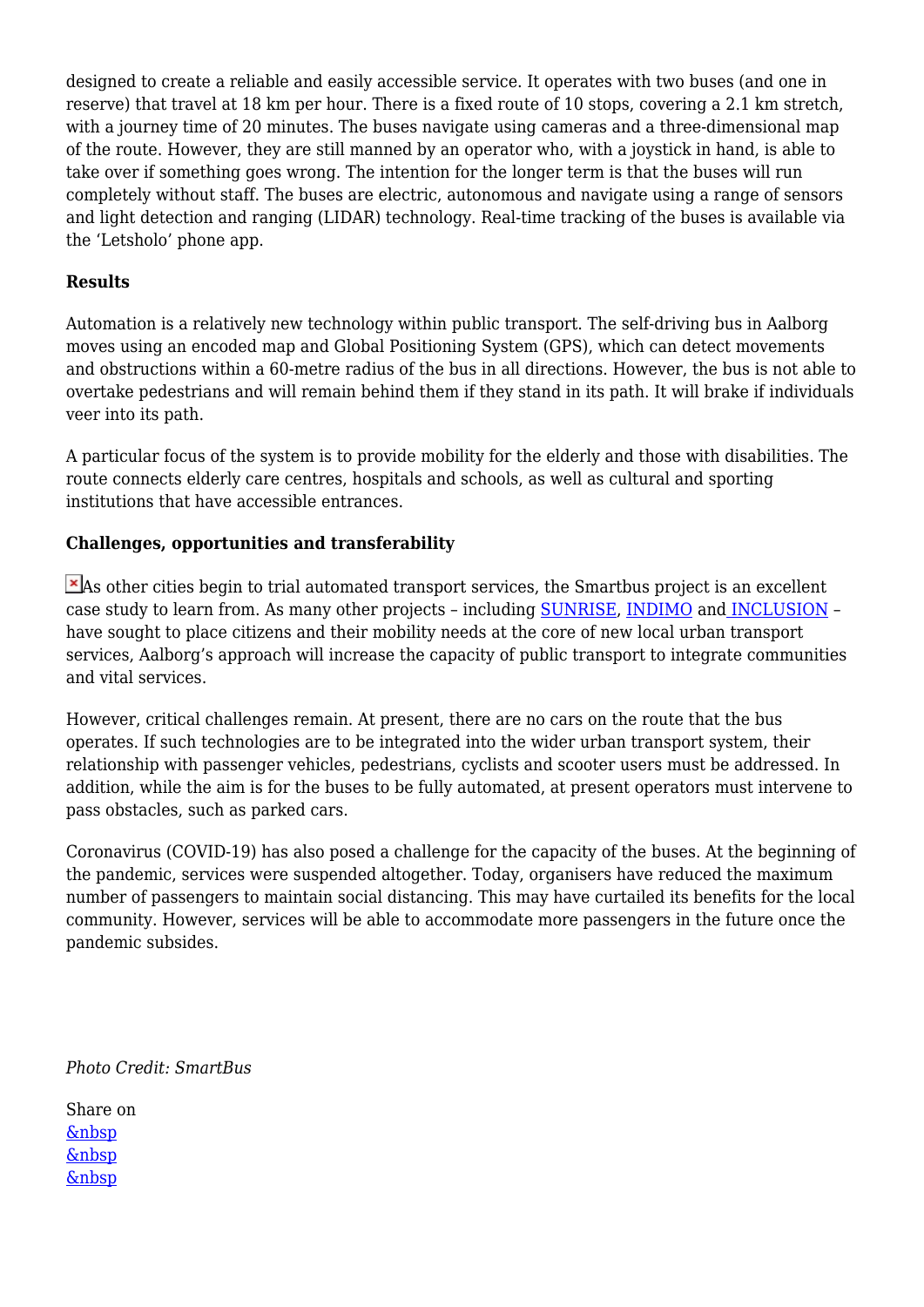designed to create a reliable and easily accessible service. It operates with two buses (and one in reserve) that travel at 18 km per hour. There is a fixed route of 10 stops, covering a 2.1 km stretch, with a journey time of 20 minutes. The buses navigate using cameras and a three-dimensional map of the route. However, they are still manned by an operator who, with a joystick in hand, is able to take over if something goes wrong. The intention for the longer term is that the buses will run completely without staff. The buses are electric, autonomous and navigate using a range of sensors and light detection and ranging (LIDAR) technology. Real-time tracking of the buses is available via the 'Letsholo' phone app.

**Results**

Automation is a relatively new technology within public transport. The self-driving bus in Aalborg moves using an encoded map and Global Positioning System (GPS), which can detect movements and obstructions within a 60-metre radius of the bus in all directions. However, the bus is not able to overtake pedestrians and will remain behind them if they stand in its path. It will brake if individuals veer into its path.

A particular focus of the system is to provide mobility for the elderly and those with disabilities. The route connects elderly care centres, hospitals and schools, as well as cultural and sporting institutions that have accessible entrances.

**Challenges, opportunities and transferability**

As other cities begin to trial automated transport services, the Smartbus project is an excellent case study to learn from. As many other projects – including SUNRISE, INDIMO and INCLUSION – have sought to place citizens and their mobility needs at the core of new local urban transport services, Aalborg's approach will increase the capacity of public transport to integrate communities and vital services.

However, critical challenges remain. At present, there are no cars on the route that the bus operates. If such technologies are to be integrated into the wider urban transport system, their relationship with passenger vehicles, pedestrians, cyclists and scooter users must be addressed. In addition, while the aim is for the buses to be fully automated, at present operators must intervene to pass obstacles, such as parked cars.

Coronavirus (COVID-19) has also posed a challenge for the capacity of the buses. At the beginning of the pandemic, services were suspended altogether. Today, organisers have reduced the maximum number of passengers to maintain social distancing. This may have curtailed its benefits for the local community. However, services will be able to accommodate more passengers in the future once the pandemic subsides.

*Photo Credit: SmartBus*

Share on
&nbsp
&nbsp
&nbsp